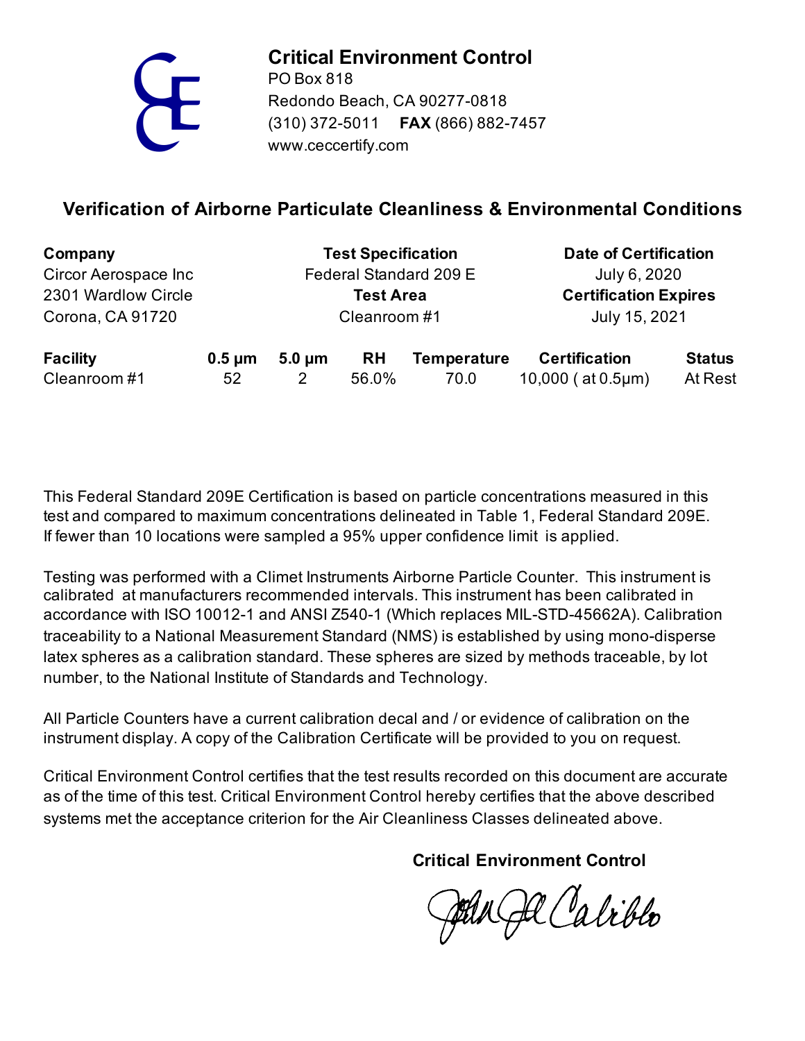**Critical Environment Control**
PO Box 818
Redondo Beach, CA 90277-0818
(310) 372-5011 **FAX** (866) 882-7457
www.ceccertify.com

## Verification of Airborne Particulate Cleanliness & Environmental Conditions

| **Company** | **Test Specification** | **Date of Certification** |
|---|---|---|
| Circor Aerospace Inc | Federal Standard 209 E | July 6, 2020 |
| 2301 Wardlow Circle | **Test Area** | **Certification Expires** |
| Corona, CA 91720 | Cleanroom #1 | July 15, 2021 |

| Facility | 0.5 µm | 5.0 µm | RH | Temperature | Certification | Status |
|---|---|---|---|---|---|---|
| Cleanroom #1 | 52 | 2 | 56.0% | 70.0 | 10,000 ( at 0.5µm) | At Rest |

This Federal Standard 209E Certification is based on particle concentrations measured in this test and compared to maximum concentrations delineated in Table 1, Federal Standard 209E. If fewer than 10 locations were sampled a 95% upper confidence limit is applied.

Testing was performed with a Climet Instruments Airborne Particle Counter. This instrument is calibrated at manufacturers recommended intervals. This instrument has been calibrated in accordance with ISO 10012-1 and ANSI Z540-1 (Which replaces MIL-STD-45662A). Calibration traceability to a National Measurement Standard (NMS) is established by using mono-disperse latex spheres as a calibration standard. These spheres are sized by methods traceable, by lot number, to the National Institute of Standards and Technology.

All Particle Counters have a current calibration decal and / or evidence of calibration on the instrument display. A copy of the Calibration Certificate will be provided to you on request.

Critical Environment Control certifies that the test results recorded on this document are accurate as of the time of this test. Critical Environment Control hereby certifies that the above described systems met the acceptance criterion for the Air Cleanliness Classes delineated above.

**Critical Environment Control**

John Calibbo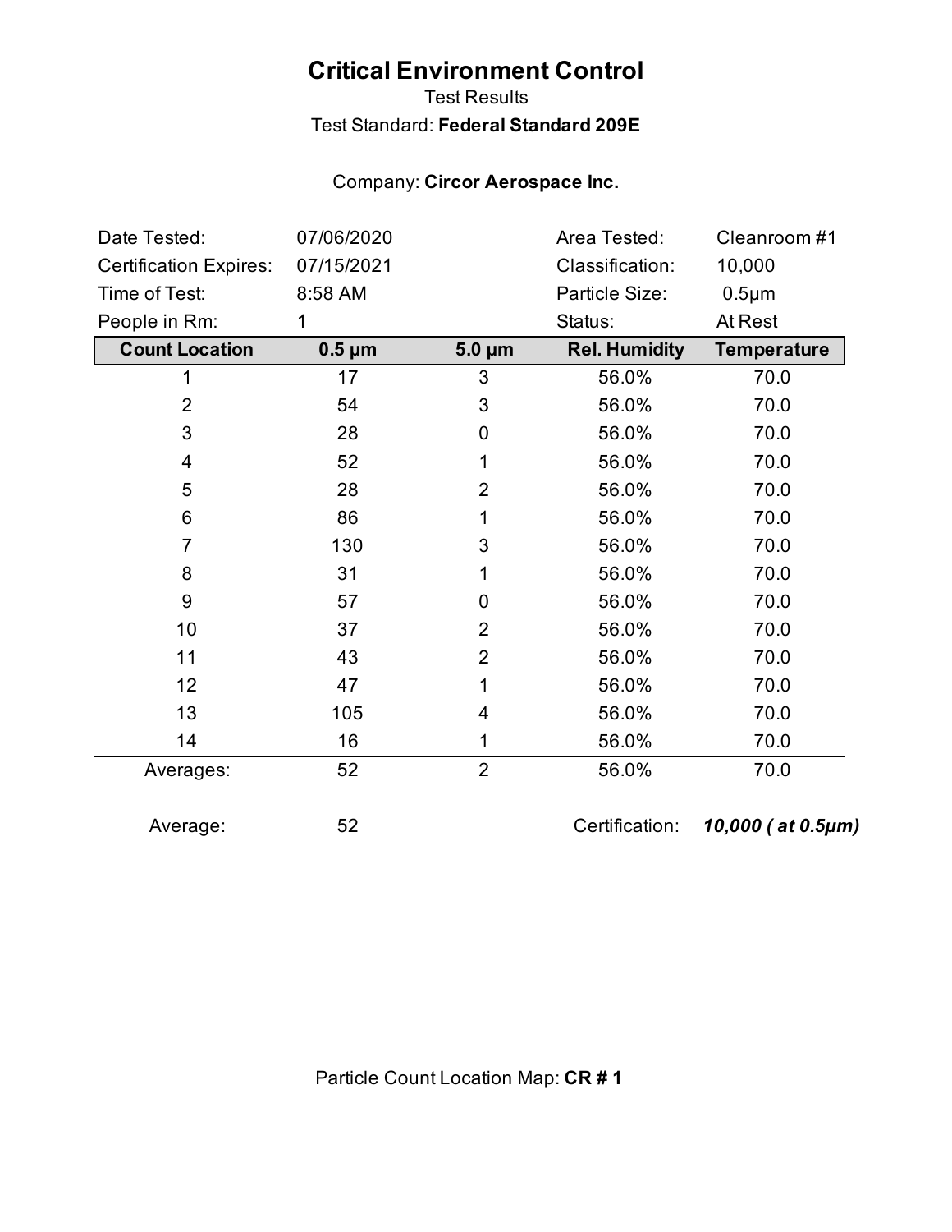# Critical Environment Control

Test Results

Test Standard: **Federal Standard 209E**

Company: **Circor Aerospace Inc.**

| | | | |
|---|---|---|---|
| Date Tested: | 07/06/2020 | Area Tested: | Cleanroom #1 |
| Certification Expires: | 07/15/2021 | Classification: | 10,000 |
| Time of Test: | 8:58 AM | Particle Size: | 0.5µm |
| People in Rm: | 1 | Status: | At Rest |

| Count Location | 0.5 µm | 5.0 µm | Rel. Humidity | Temperature |
|---|---|---|---|---|
| 1 | 17 | 3 | 56.0% | 70.0 |
| 2 | 54 | 3 | 56.0% | 70.0 |
| 3 | 28 | 0 | 56.0% | 70.0 |
| 4 | 52 | 1 | 56.0% | 70.0 |
| 5 | 28 | 2 | 56.0% | 70.0 |
| 6 | 86 | 1 | 56.0% | 70.0 |
| 7 | 130 | 3 | 56.0% | 70.0 |
| 8 | 31 | 1 | 56.0% | 70.0 |
| 9 | 57 | 0 | 56.0% | 70.0 |
| 10 | 37 | 2 | 56.0% | 70.0 |
| 11 | 43 | 2 | 56.0% | 70.0 |
| 12 | 47 | 1 | 56.0% | 70.0 |
| 13 | 105 | 4 | 56.0% | 70.0 |
| 14 | 16 | 1 | 56.0% | 70.0 |
| Averages: | 52 | 2 | 56.0% | 70.0 |

Average: 52

Certification: ***10,000 ( at 0.5µm)***

Particle Count Location Map: **CR # 1**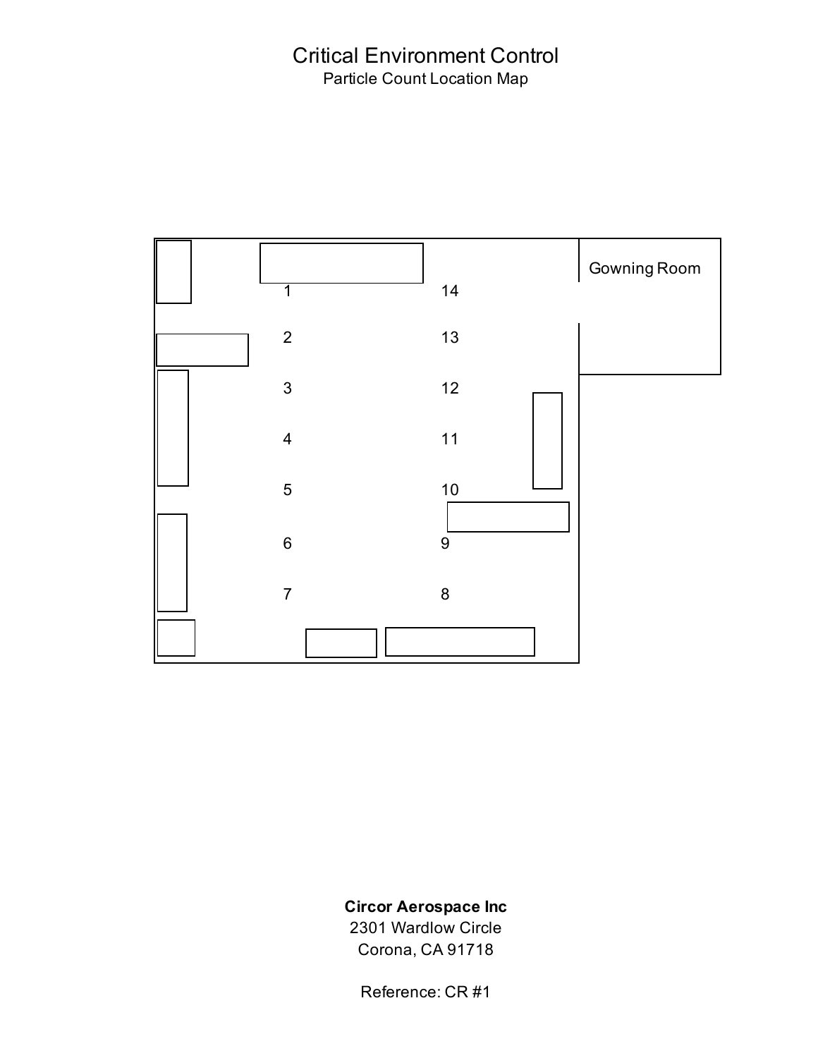# Critical Environment Control

Particle Count Location Map

Gowning Room

1 14

2 13

3 12

4 11

5 10

6 9

7 8

**Circor Aerospace Inc**

2301 Wardlow Circle

Corona, CA 91718

Reference: CR #1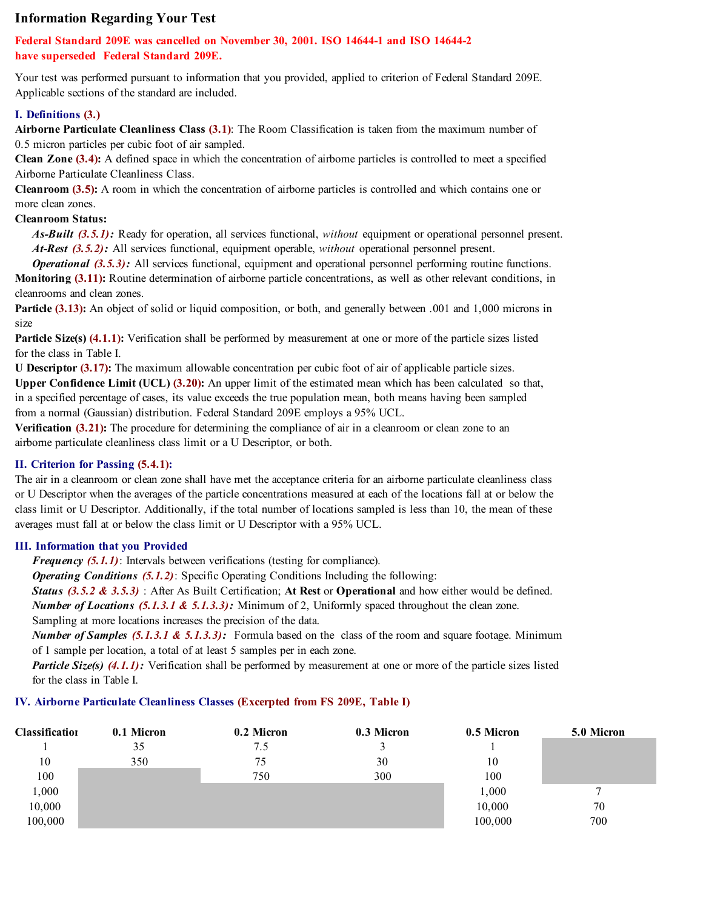## Information Regarding Your Test

**Federal Standard 209E was cancelled on November 30, 2001. ISO 14644-1 and ISO 14644-2 have superseded Federal Standard 209E.**

Your test was performed pursuant to information that you provided, applied to criterion of Federal Standard 209E. Applicable sections of the standard are included.

### I. Definitions (3.)

**Airborne Particulate Cleanliness Class (3.1)**: The Room Classification is taken from the maximum number of 0.5 micron particles per cubic foot of air sampled.

**Clean Zone (3.4):** A defined space in which the concentration of airborne particles is controlled to meet a specified Airborne Particulate Cleanliness Class.

**Cleanroom (3.5):** A room in which the concentration of airborne particles is controlled and which contains one or more clean zones.

**Cleanroom Status:**

- ***As-Built (3.5.1):*** Ready for operation, all services functional, *without* equipment or operational personnel present.
- ***At-Rest (3.5.2):*** All services functional, equipment operable, *without* operational personnel present.
- ***Operational (3.5.3):*** All services functional, equipment and operational personnel performing routine functions.

**Monitoring (3.11):** Routine determination of airborne particle concentrations, as well as other relevant conditions, in cleanrooms and clean zones.

**Particle (3.13):** An object of solid or liquid composition, or both, and generally between .001 and 1,000 microns in size

**Particle Size(s) (4.1.1):** Verification shall be performed by measurement at one or more of the particle sizes listed for the class in Table I.

**U Descriptor (3.17):** The maximum allowable concentration per cubic foot of air of applicable particle sizes.

**Upper Confidence Limit (UCL) (3.20):** An upper limit of the estimated mean which has been calculated so that, in a specified percentage of cases, its value exceeds the true population mean, both means having been sampled from a normal (Gaussian) distribution. Federal Standard 209E employs a 95% UCL.

**Verification (3.21):** The procedure for determining the compliance of air in a cleanroom or clean zone to an airborne particulate cleanliness class limit or a U Descriptor, or both.

### II. Criterion for Passing (5.4.1):

The air in a cleanroom or clean zone shall have met the acceptance criteria for an airborne particulate cleanliness class or U Descriptor when the averages of the particle concentrations measured at each of the locations fall at or below the class limit or U Descriptor. Additionally, if the total number of locations sampled is less than 10, the mean of these averages must fall at or below the class limit or U Descriptor with a 95% UCL.

### III. Information that you Provided

- ***Frequency (5.1.1)***: Intervals between verifications (testing for compliance).
- ***Operating Conditions (5.1.2)***: Specific Operating Conditions Including the following:
- ***Status (3.5.2 & 3.5.3)*** : After As Built Certification; **At Rest** or **Operational** and how either would be defined.
- ***Number of Locations (5.1.3.1 & 5.1.3.3):*** Minimum of 2, Uniformly spaced throughout the clean zone. Sampling at more locations increases the precision of the data.
- ***Number of Samples (5.1.3.1 & 5.1.3.3):*** Formula based on the class of the room and square footage. Minimum of 1 sample per location, a total of at least 5 samples per in each zone.
- ***Particle Size(s) (4.1.1):*** Verification shall be performed by measurement at one or more of the particle sizes listed for the class in Table I.

### IV. Airborne Particulate Cleanliness Classes (Excerpted from FS 209E, Table I)

| Classification | 0.1 Micron | 0.2 Micron | 0.3 Micron | 0.5 Micron | 5.0 Micron |
|---|---|---|---|---|---|
| 1 | 35 | 7.5 | 3 | 1 | |
| 10 | 350 | 75 | 30 | 10 | |
| 100 | | 750 | 300 | 100 | |
| 1,000 | | | | 1,000 | 7 |
| 10,000 | | | | 10,000 | 70 |
| 100,000 | | | | 100,000 | 700 |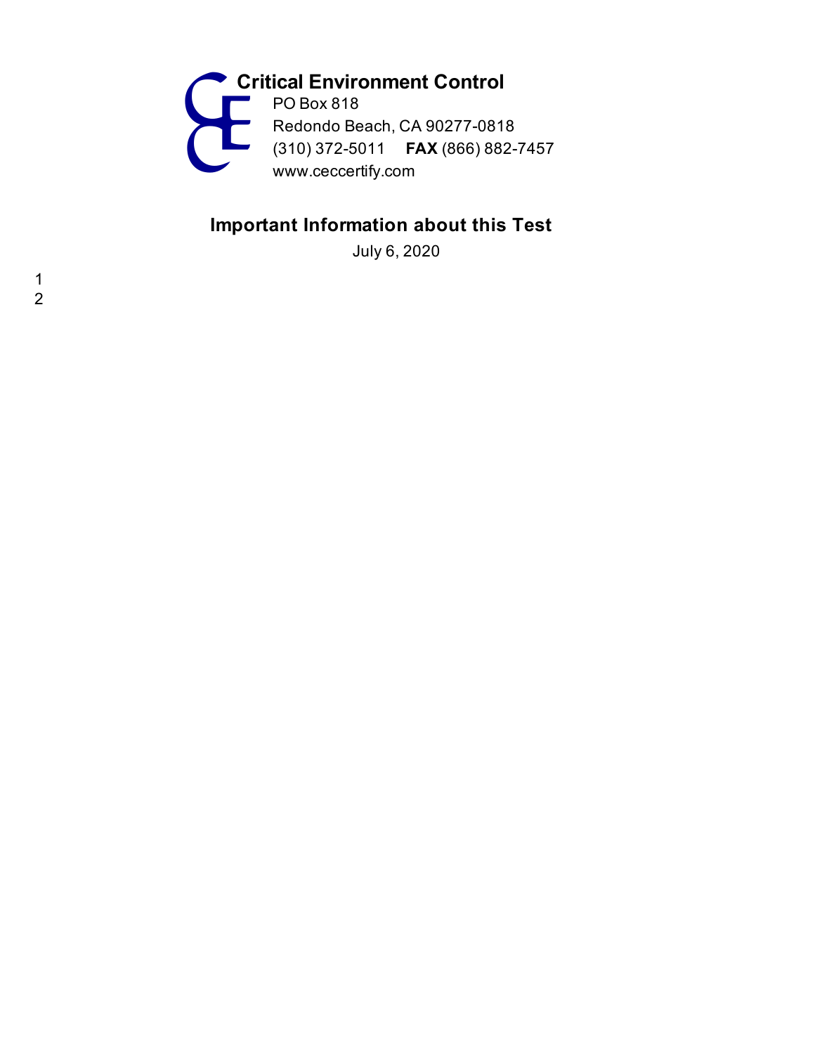**Critical Environment Control**

PO Box 818
Redondo Beach, CA 90277-0818
(310) 372-5011 **FAX** (866) 882-7457
www.ceccertify.com

## Important Information about this Test

July 6, 2020

1
2